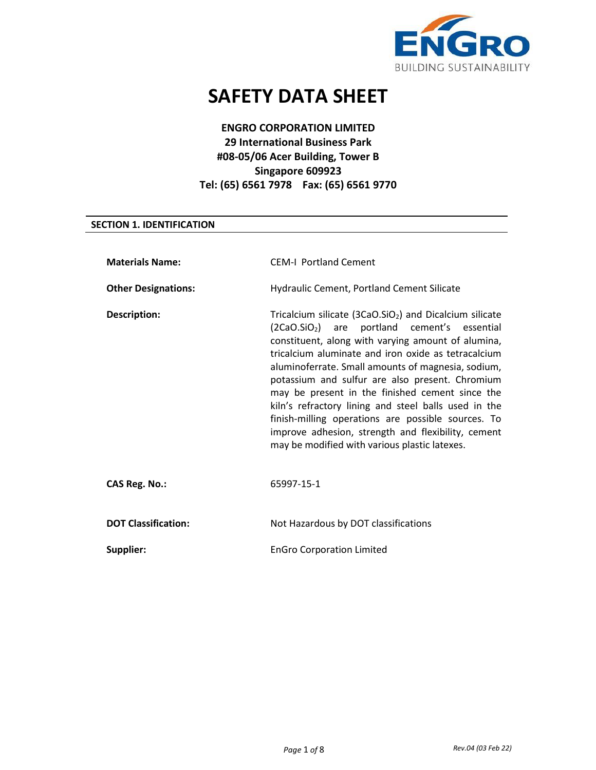# SAFETY DATA SHEET

**ENGRO CORPORATION LIMITED**
**29 International Business Park**
**#08-05/06 Acer Building, Tower B**
**Singapore 609923**
**Tel: (65) 6561 7978 Fax: (65) 6561 9770**

## SECTION 1. IDENTIFICATION

**Materials Name:** CEM-I Portland Cement

**Other Designations:** Hydraulic Cement, Portland Cement Silicate

**Description:** Tricalcium silicate ($3CaO.SiO_2$) and Dicalcium silicate ($2CaO.SiO_2$) are portland cement's essential constituent, along with varying amount of alumina, tricalcium aluminate and iron oxide as tetracalcium aluminoferrate. Small amounts of magnesia, sodium, potassium and sulfur are also present. Chromium may be present in the finished cement since the kiln's refractory lining and steel balls used in the finish-milling operations are possible sources. To improve adhesion, strength and flexibility, cement may be modified with various plastic latexes.

**CAS Reg. No.:** 65997-15-1

**DOT Classification:** Not Hazardous by DOT classifications

**Supplier:** EnGro Corporation Limited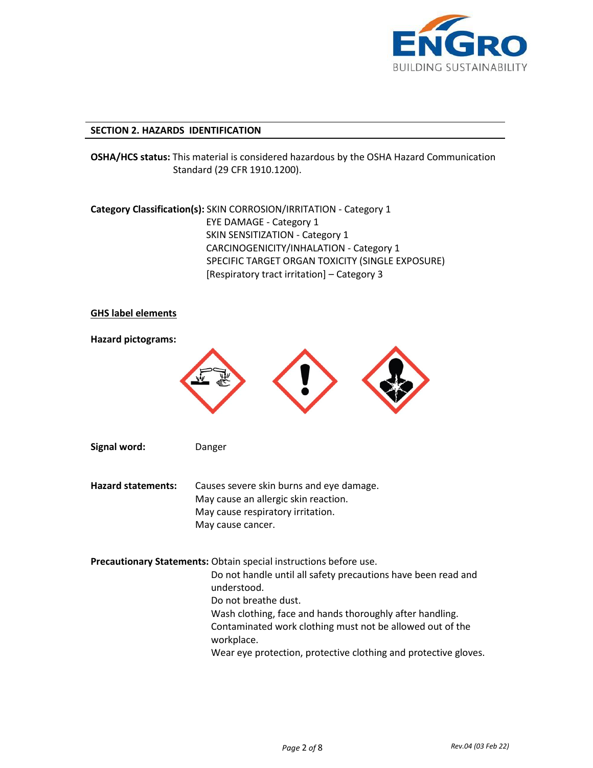## SECTION 2. HAZARDS IDENTIFICATION

**OSHA/HCS status:** This material is considered hazardous by the OSHA Hazard Communication Standard (29 CFR 1910.1200).

**Category Classification(s):** SKIN CORROSION/IRRITATION - Category 1
EYE DAMAGE - Category 1
SKIN SENSITIZATION - Category 1
CARCINOGENICITY/INHALATION - Category 1
SPECIFIC TARGET ORGAN TOXICITY (SINGLE EXPOSURE)
[Respiratory tract irritation] – Category 3

**GHS label elements**

**Hazard pictograms:**

**Signal word:** Danger

**Hazard statements:**
Causes severe skin burns and eye damage.
May cause an allergic skin reaction.
May cause respiratory irritation.
May cause cancer.

**Precautionary Statements:** Obtain special instructions before use.
Do not handle until all safety precautions have been read and understood.
Do not breathe dust.
Wash clothing, face and hands thoroughly after handling.
Contaminated work clothing must not be allowed out of the workplace.
Wear eye protection, protective clothing and protective gloves.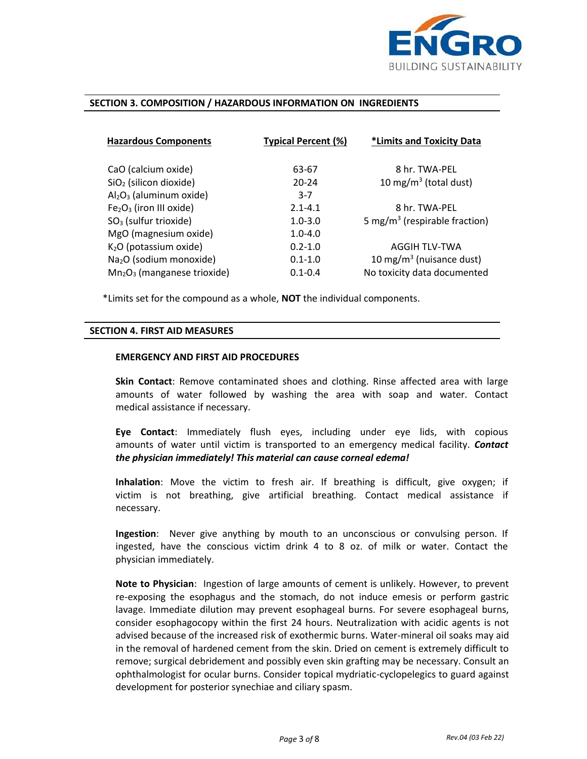## SECTION 3. COMPOSITION / HAZARDOUS INFORMATION ON INGREDIENTS

| Hazardous Components | Typical Percent (%) | *Limits and Toxicity Data |
|---|---|---|
| $CaO$ (calcium oxide) | 63-67 | 8 hr. TWA-PEL |
| $SiO_2$ (silicon dioxide) | 20-24 | 10 $mg/m^3$ (total dust) |
| $Al_2O_3$ (aluminum oxide) | 3-7 | |
| $Fe_2O_3$ (iron III oxide) | 2.1-4.1 | 8 hr. TWA-PEL |
| $SO_3$ (sulfur trioxide) | 1.0-3.0 | 5 $mg/m^3$ (respirable fraction) |
| $MgO$ (magnesium oxide) | 1.0-4.0 | |
| $K_2O$ (potassium oxide) | 0.2-1.0 | AGGIH TLV-TWA |
| $Na_2O$ (sodium monoxide) | 0.1-1.0 | 10 $mg/m^3$ (nuisance dust) |
| $Mn_2O_3$ (manganese trioxide) | 0.1-0.4 | No toxicity data documented |

*Limits set for the compound as a whole, **NOT** the individual components.

## SECTION 4. FIRST AID MEASURES

### EMERGENCY AND FIRST AID PROCEDURES

**Skin Contact**: Remove contaminated shoes and clothing. Rinse affected area with large amounts of water followed by washing the area with soap and water. Contact medical assistance if necessary.

**Eye Contact**: Immediately flush eyes, including under eye lids, with copious amounts of water until victim is transported to an emergency medical facility. ***Contact the physician immediately! This material can cause corneal edema!***

**Inhalation**: Move the victim to fresh air. If breathing is difficult, give oxygen; if victim is not breathing, give artificial breathing. Contact medical assistance if necessary.

**Ingestion**: Never give anything by mouth to an unconscious or convulsing person. If ingested, have the conscious victim drink 4 to 8 oz. of milk or water. Contact the physician immediately.

**Note to Physician**: Ingestion of large amounts of cement is unlikely. However, to prevent re-exposing the esophagus and the stomach, do not induce emesis or perform gastric lavage. Immediate dilution may prevent esophageal burns. For severe esophageal burns, consider esophagocopy within the first 24 hours. Neutralization with acidic agents is not advised because of the increased risk of exothermic burns. Water-mineral oil soaks may aid in the removal of hardened cement from the skin. Dried on cement is extremely difficult to remove; surgical debridement and possibly even skin grafting may be necessary. Consult an ophthalmologist for ocular burns. Consider topical mydriatic-cyclopelegics to guard against development for posterior synechiae and ciliary spasm.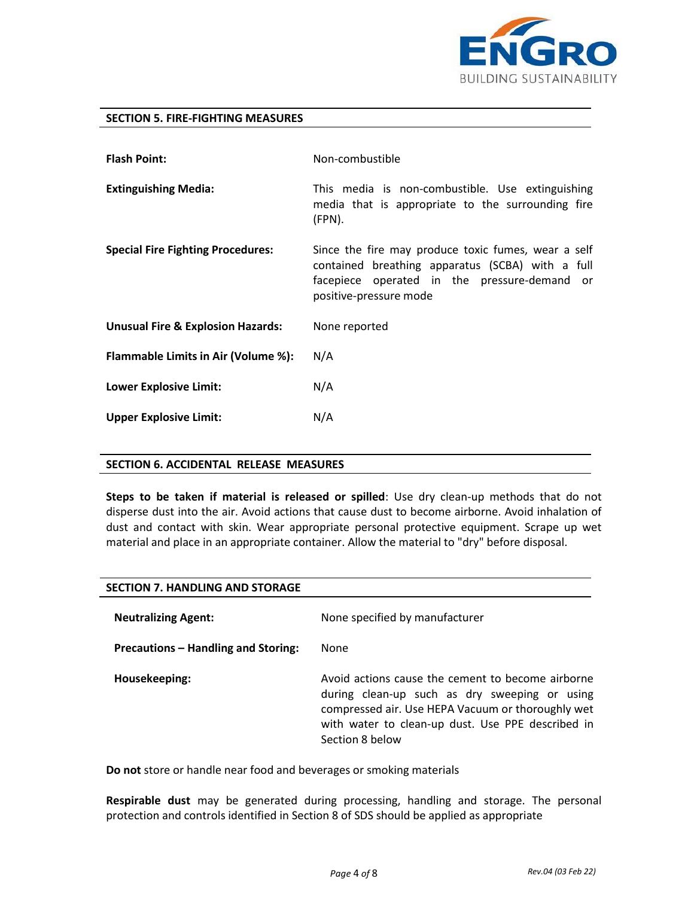## SECTION 5. FIRE-FIGHTING MEASURES

| | |
|---|---|
| **Flash Point:** | Non-combustible |
| **Extinguishing Media:** | This media is non-combustible. Use extinguishing media that is appropriate to the surrounding fire (FPN). |
| **Special Fire Fighting Procedures:** | Since the fire may produce toxic fumes, wear a self contained breathing apparatus (SCBA) with a full facepiece operated in the pressure-demand or positive-pressure mode |
| **Unusual Fire & Explosion Hazards:** | None reported |
| **Flammable Limits in Air (Volume %):** | N/A |
| **Lower Explosive Limit:** | N/A |
| **Upper Explosive Limit:** | N/A |

## SECTION 6. ACCIDENTAL RELEASE MEASURES

**Steps to be taken if material is released or spilled**: Use dry clean-up methods that do not disperse dust into the air. Avoid actions that cause dust to become airborne. Avoid inhalation of dust and contact with skin. Wear appropriate personal protective equipment. Scrape up wet material and place in an appropriate container. Allow the material to "dry" before disposal.

## SECTION 7. HANDLING AND STORAGE

| | |
|---|---|
| **Neutralizing Agent:** | None specified by manufacturer |
| **Precautions – Handling and Storing:** | None |
| **Housekeeping:** | Avoid actions cause the cement to become airborne during clean-up such as dry sweeping or using compressed air. Use HEPA Vacuum or thoroughly wet with water to clean-up dust. Use PPE described in Section 8 below |

**Do not** store or handle near food and beverages or smoking materials

**Respirable dust** may be generated during processing, handling and storage. The personal protection and controls identified in Section 8 of SDS should be applied as appropriate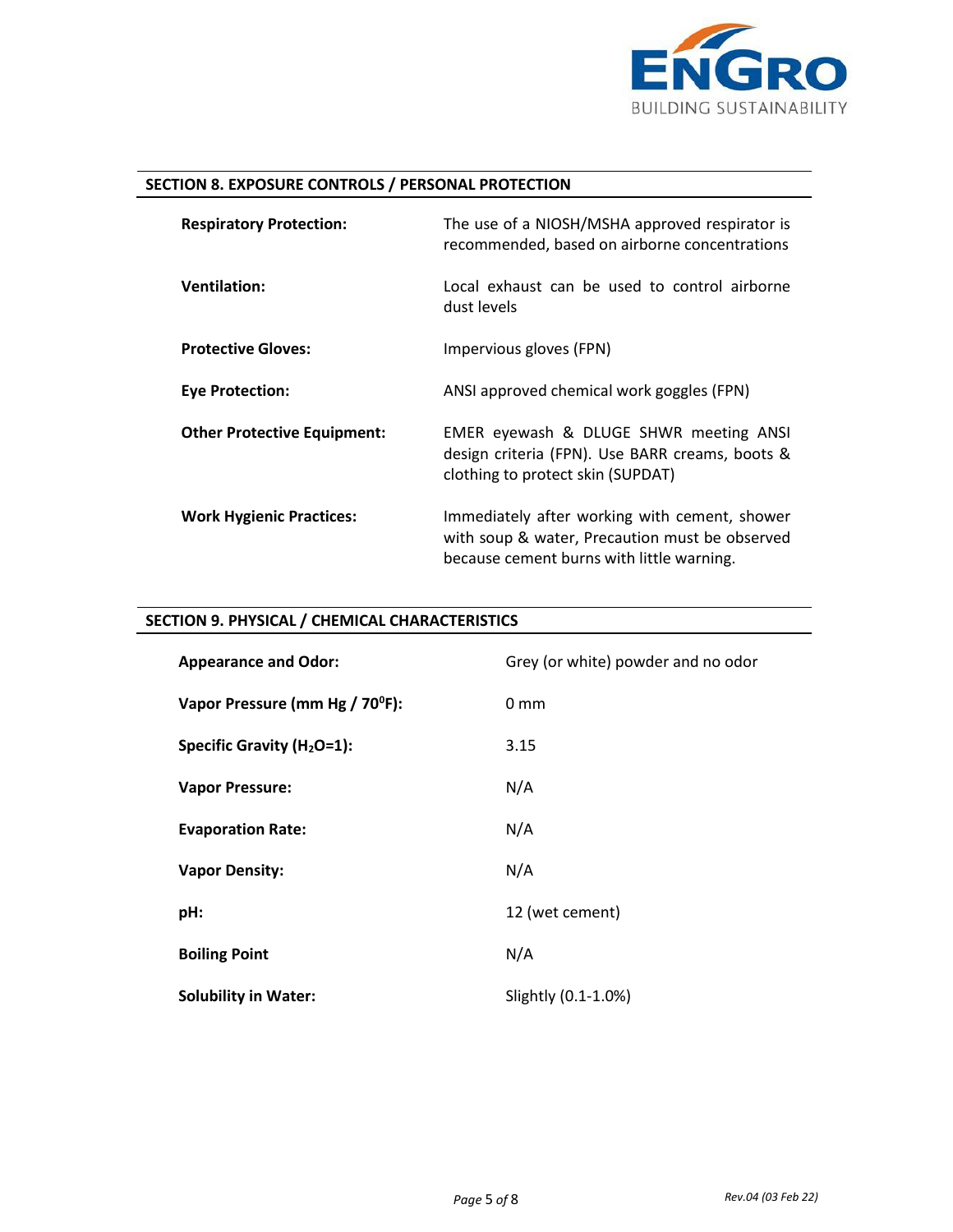## SECTION 8. EXPOSURE CONTROLS / PERSONAL PROTECTION

| | |
|---|---|
| **Respiratory Protection:** | The use of a NIOSH/MSHA approved respirator is recommended, based on airborne concentrations |
| **Ventilation:** | Local exhaust can be used to control airborne dust levels |
| **Protective Gloves:** | Impervious gloves (FPN) |
| **Eye Protection:** | ANSI approved chemical work goggles (FPN) |
| **Other Protective Equipment:** | EMER eyewash & DLUGE SHWR meeting ANSI design criteria (FPN). Use BARR creams, boots & clothing to protect skin (SUPDAT) |
| **Work Hygienic Practices:** | Immediately after working with cement, shower with soup & water, Precaution must be observed because cement burns with little warning. |

## SECTION 9. PHYSICAL / CHEMICAL CHARACTERISTICS

| | |
|---|---|
| **Appearance and Odor:** | Grey (or white) powder and no odor |
| **Vapor Pressure (mm Hg / 70$^0$F):** | 0 mm |
| **Specific Gravity ($H_2O$=1):** | 3.15 |
| **Vapor Pressure:** | N/A |
| **Evaporation Rate:** | N/A |
| **Vapor Density:** | N/A |
| **pH:** | 12 (wet cement) |
| **Boiling Point** | N/A |
| **Solubility in Water:** | Slightly (0.1-1.0%) |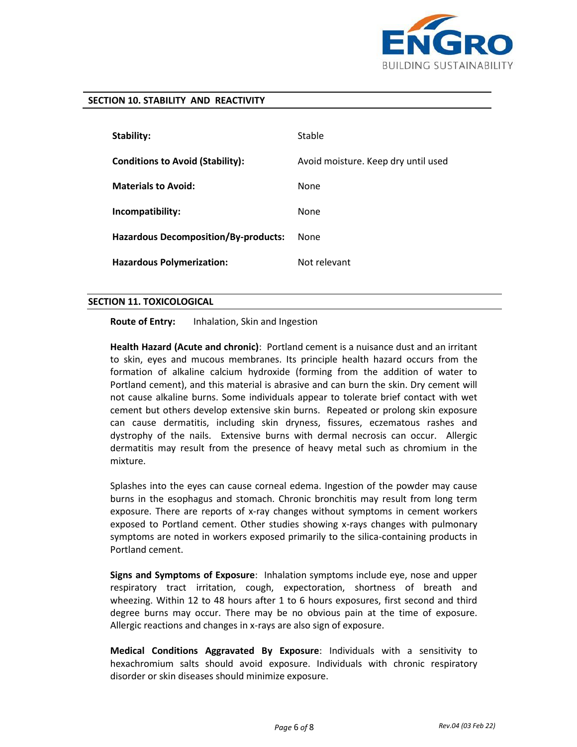## SECTION 10. STABILITY AND REACTIVITY

| | |
|---|---|
| **Stability:** | Stable |
| **Conditions to Avoid (Stability):** | Avoid moisture. Keep dry until used |
| **Materials to Avoid:** | None |
| **Incompatibility:** | None |
| **Hazardous Decomposition/By-products:** | None |
| **Hazardous Polymerization:** | Not relevant |

## SECTION 11. TOXICOLOGICAL

**Route of Entry:** Inhalation, Skin and Ingestion

**Health Hazard (Acute and chronic)**: Portland cement is a nuisance dust and an irritant to skin, eyes and mucous membranes. Its principle health hazard occurs from the formation of alkaline calcium hydroxide (forming from the addition of water to Portland cement), and this material is abrasive and can burn the skin. Dry cement will not cause alkaline burns. Some individuals appear to tolerate brief contact with wet cement but others develop extensive skin burns. Repeated or prolong skin exposure can cause dermatitis, including skin dryness, fissures, eczematous rashes and dystrophy of the nails. Extensive burns with dermal necrosis can occur. Allergic dermatitis may result from the presence of heavy metal such as chromium in the mixture.

Splashes into the eyes can cause corneal edema. Ingestion of the powder may cause burns in the esophagus and stomach. Chronic bronchitis may result from long term exposure. There are reports of x-ray changes without symptoms in cement workers exposed to Portland cement. Other studies showing x-rays changes with pulmonary symptoms are noted in workers exposed primarily to the silica-containing products in Portland cement.

**Signs and Symptoms of Exposure**: Inhalation symptoms include eye, nose and upper respiratory tract irritation, cough, expectoration, shortness of breath and wheezing. Within 12 to 48 hours after 1 to 6 hours exposures, first second and third degree burns may occur. There may be no obvious pain at the time of exposure. Allergic reactions and changes in x-rays are also sign of exposure.

**Medical Conditions Aggravated By Exposure**: Individuals with a sensitivity to hexachromium salts should avoid exposure. Individuals with chronic respiratory disorder or skin diseases should minimize exposure.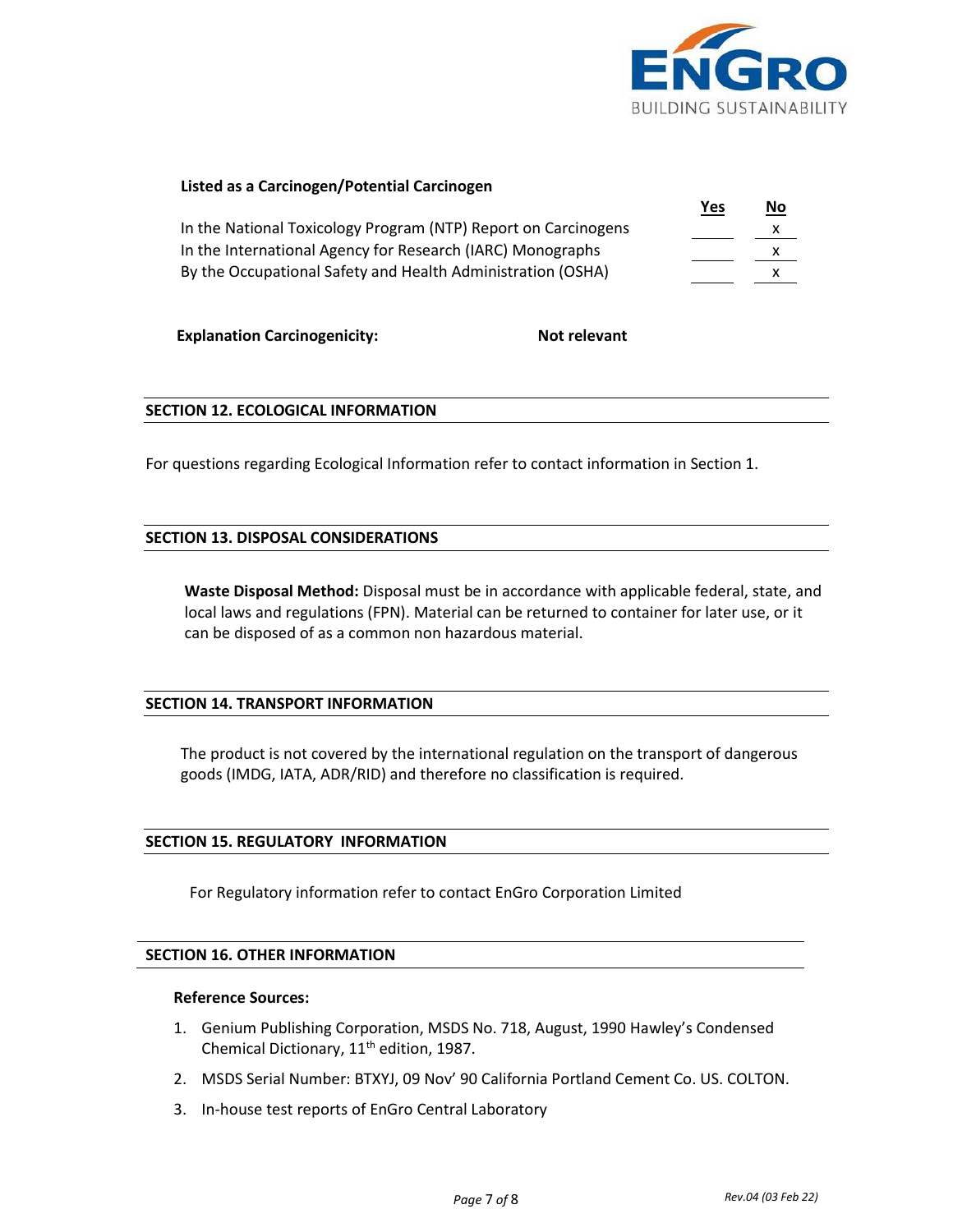**Listed as a Carcinogen/Potential Carcinogen**

| | Yes | No |
|---|---|---|
| In the National Toxicology Program (NTP) Report on Carcinogens | | x |
| In the International Agency for Research (IARC) Monographs | | x |
| By the Occupational Safety and Health Administration (OSHA) | | x |

**Explanation Carcinogenicity:** **Not relevant**

## SECTION 12. ECOLOGICAL INFORMATION

For questions regarding Ecological Information refer to contact information in Section 1.

## SECTION 13. DISPOSAL CONSIDERATIONS

**Waste Disposal Method:** Disposal must be in accordance with applicable federal, state, and local laws and regulations (FPN). Material can be returned to container for later use, or it can be disposed of as a common non hazardous material.

## SECTION 14. TRANSPORT INFORMATION

The product is not covered by the international regulation on the transport of dangerous goods (IMDG, IATA, ADR/RID) and therefore no classification is required.

## SECTION 15. REGULATORY INFORMATION

For Regulatory information refer to contact EnGro Corporation Limited

## SECTION 16. OTHER INFORMATION

**Reference Sources:**

1. Genium Publishing Corporation, MSDS No. 718, August, 1990 Hawley's Condensed Chemical Dictionary, 11th edition, 1987.
2. MSDS Serial Number: BTXYJ, 09 Nov' 90 California Portland Cement Co. US. COLTON.
3. In-house test reports of EnGro Central Laboratory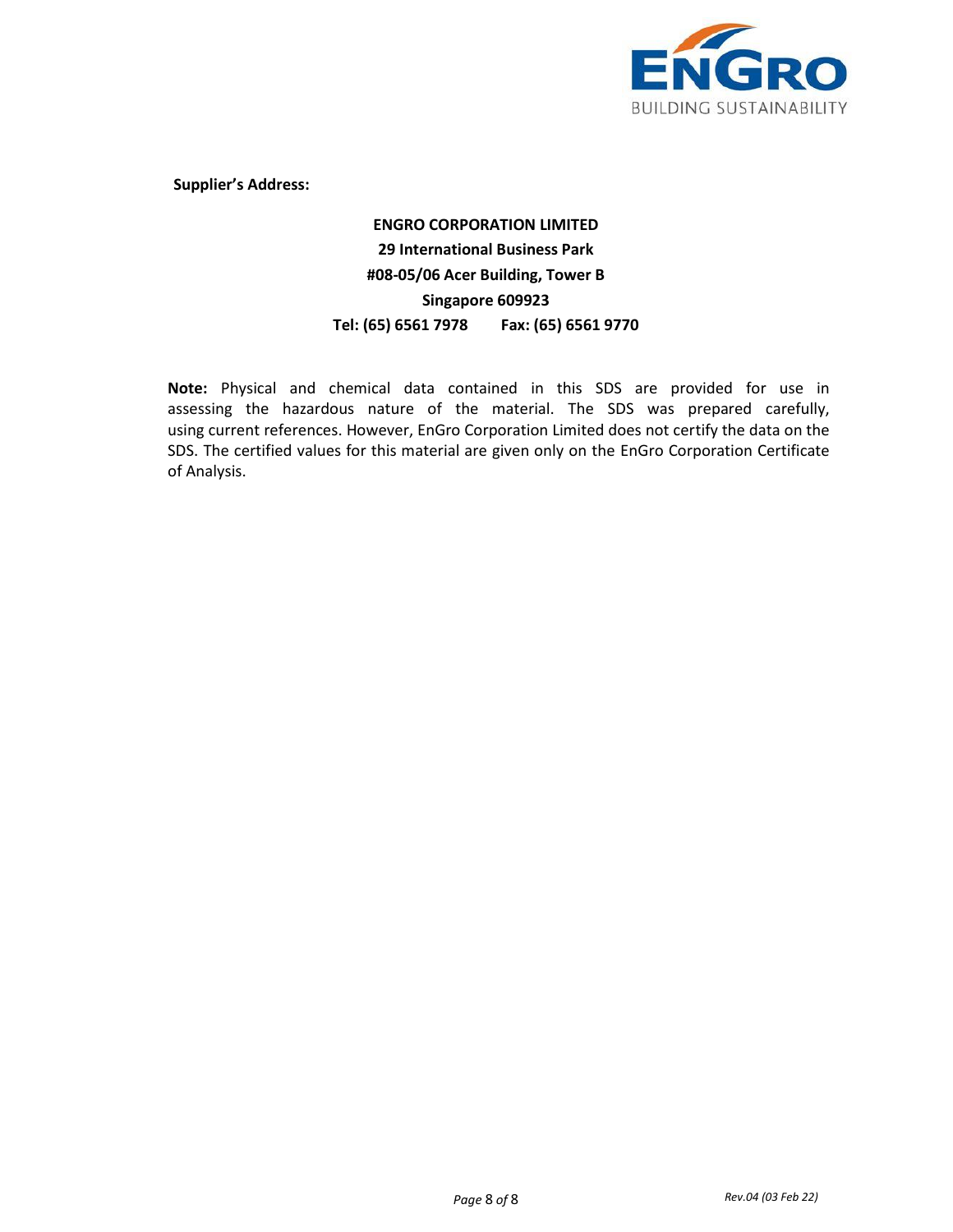**Supplier's Address:**

**ENGRO CORPORATION LIMITED**
**29 International Business Park**
**#08-05/06 Acer Building, Tower B**
**Singapore 609923**
**Tel: (65) 6561 7978 Fax: (65) 6561 9770**

**Note:** Physical and chemical data contained in this SDS are provided for use in assessing the hazardous nature of the material. The SDS was prepared carefully, using current references. However, EnGro Corporation Limited does not certify the data on the SDS. The certified values for this material are given only on the EnGro Corporation Certificate of Analysis.